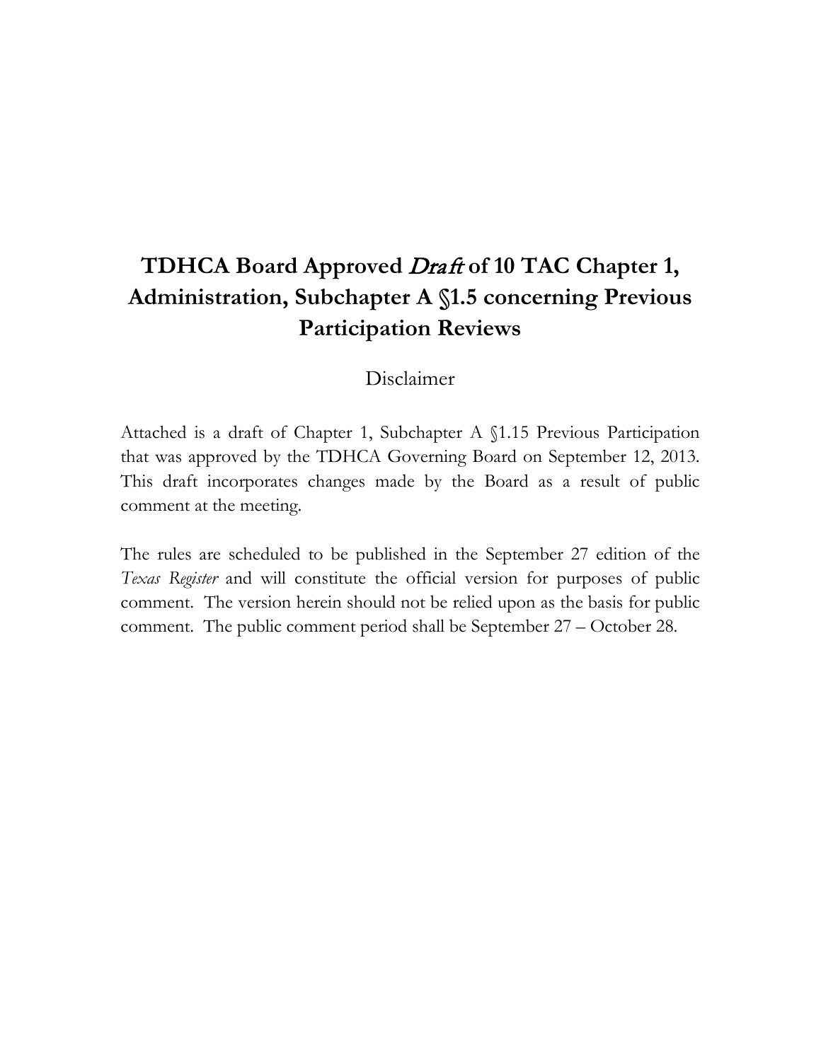# TDHCA Board Approved *Draft* of 10 TAC Chapter 1, Administration, Subchapter A §1.5 concerning Previous Participation Reviews

Disclaimer

Attached is a draft of Chapter 1, Subchapter A §1.15 Previous Participation that was approved by the TDHCA Governing Board on September 12, 2013. This draft incorporates changes made by the Board as a result of public comment at the meeting.

The rules are scheduled to be published in the September 27 edition of the *Texas Register* and will constitute the official version for purposes of public comment. The version herein should not be relied upon as the basis for public comment. The public comment period shall be September 27 – October 28.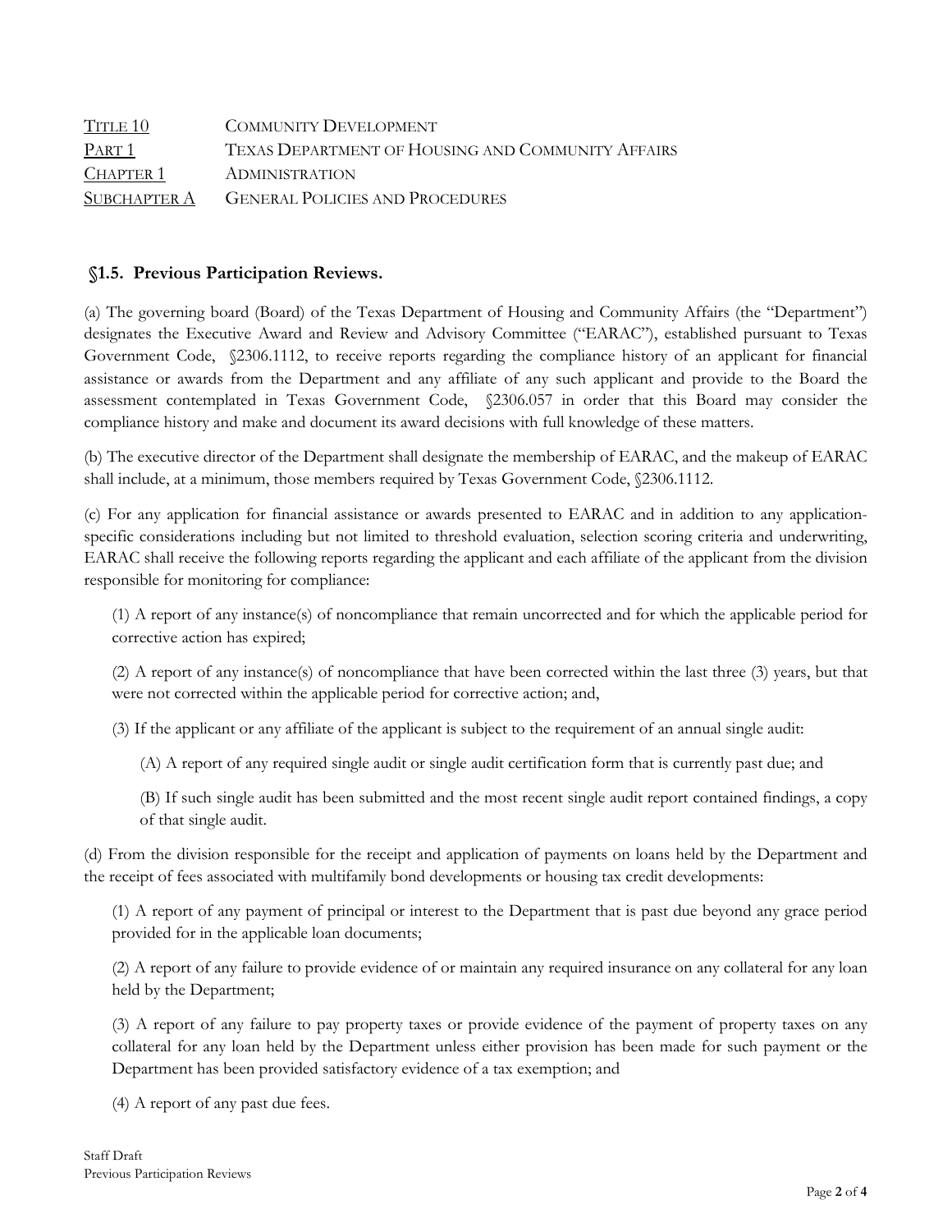| | |
|---|---|
| TITLE 10 | COMMUNITY DEVELOPMENT |
| PART 1 | TEXAS DEPARTMENT OF HOUSING AND COMMUNITY AFFAIRS |
| CHAPTER 1 | ADMINISTRATION |
| SUBCHAPTER A | GENERAL POLICIES AND PROCEDURES |

## §1.5. Previous Participation Reviews.

(a) The governing board (Board) of the Texas Department of Housing and Community Affairs (the "Department") designates the Executive Award and Review and Advisory Committee ("EARAC"), established pursuant to Texas Government Code, §2306.1112, to receive reports regarding the compliance history of an applicant for financial assistance or awards from the Department and any affiliate of any such applicant and provide to the Board the assessment contemplated in Texas Government Code, §2306.057 in order that this Board may consider the compliance history and make and document its award decisions with full knowledge of these matters.

(b) The executive director of the Department shall designate the membership of EARAC, and the makeup of EARAC shall include, at a minimum, those members required by Texas Government Code, §2306.1112.

(c) For any application for financial assistance or awards presented to EARAC and in addition to any application-specific considerations including but not limited to threshold evaluation, selection scoring criteria and underwriting, EARAC shall receive the following reports regarding the applicant and each affiliate of the applicant from the division responsible for monitoring for compliance:

(1) A report of any instance(s) of noncompliance that remain uncorrected and for which the applicable period for corrective action has expired;

(2) A report of any instance(s) of noncompliance that have been corrected within the last three (3) years, but that were not corrected within the applicable period for corrective action; and,

(3) If the applicant or any affiliate of the applicant is subject to the requirement of an annual single audit:

(A) A report of any required single audit or single audit certification form that is currently past due; and

(B) If such single audit has been submitted and the most recent single audit report contained findings, a copy of that single audit.

(d) From the division responsible for the receipt and application of payments on loans held by the Department and the receipt of fees associated with multifamily bond developments or housing tax credit developments:

(1) A report of any payment of principal or interest to the Department that is past due beyond any grace period provided for in the applicable loan documents;

(2) A report of any failure to provide evidence of or maintain any required insurance on any collateral for any loan held by the Department;

(3) A report of any failure to pay property taxes or provide evidence of the payment of property taxes on any collateral for any loan held by the Department unless either provision has been made for such payment or the Department has been provided satisfactory evidence of a tax exemption; and

(4) A report of any past due fees.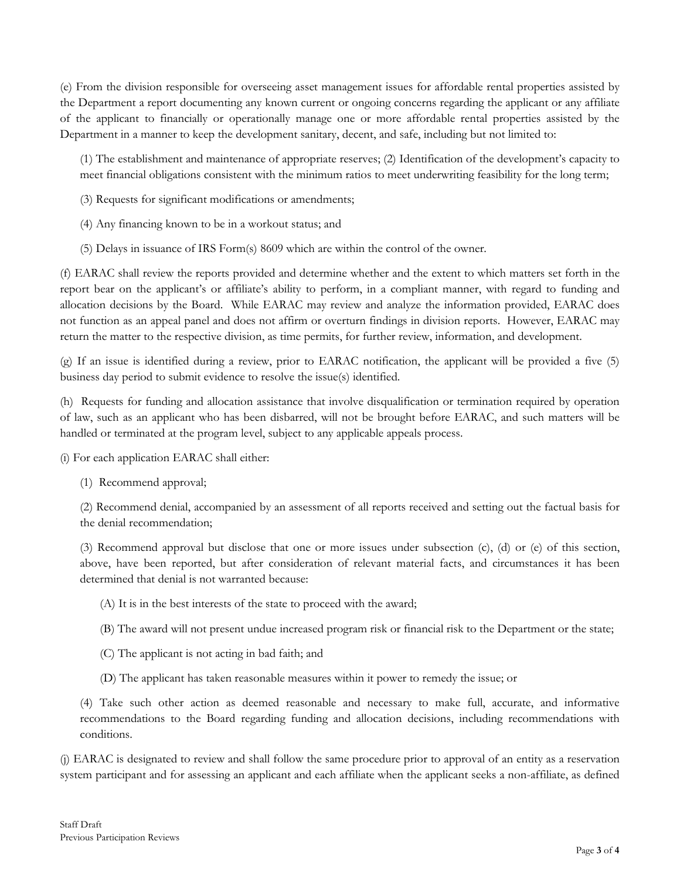(e) From the division responsible for overseeing asset management issues for affordable rental properties assisted by the Department a report documenting any known current or ongoing concerns regarding the applicant or any affiliate of the applicant to financially or operationally manage one or more affordable rental properties assisted by the Department in a manner to keep the development sanitary, decent, and safe, including but not limited to:

(1) The establishment and maintenance of appropriate reserves; (2) Identification of the development's capacity to meet financial obligations consistent with the minimum ratios to meet underwriting feasibility for the long term;

(3) Requests for significant modifications or amendments;

(4) Any financing known to be in a workout status; and

(5) Delays in issuance of IRS Form(s) 8609 which are within the control of the owner.

(f) EARAC shall review the reports provided and determine whether and the extent to which matters set forth in the report bear on the applicant's or affiliate's ability to perform, in a compliant manner, with regard to funding and allocation decisions by the Board. While EARAC may review and analyze the information provided, EARAC does not function as an appeal panel and does not affirm or overturn findings in division reports. However, EARAC may return the matter to the respective division, as time permits, for further review, information, and development.

(g) If an issue is identified during a review, prior to EARAC notification, the applicant will be provided a five (5) business day period to submit evidence to resolve the issue(s) identified.

(h) Requests for funding and allocation assistance that involve disqualification or termination required by operation of law, such as an applicant who has been disbarred, will not be brought before EARAC, and such matters will be handled or terminated at the program level, subject to any applicable appeals process.

(i) For each application EARAC shall either:

(1) Recommend approval;

(2) Recommend denial, accompanied by an assessment of all reports received and setting out the factual basis for the denial recommendation;

(3) Recommend approval but disclose that one or more issues under subsection (c), (d) or (e) of this section, above, have been reported, but after consideration of relevant material facts, and circumstances it has been determined that denial is not warranted because:

(A) It is in the best interests of the state to proceed with the award;

(B) The award will not present undue increased program risk or financial risk to the Department or the state;

(C) The applicant is not acting in bad faith; and

(D) The applicant has taken reasonable measures within it power to remedy the issue; or

(4) Take such other action as deemed reasonable and necessary to make full, accurate, and informative recommendations to the Board regarding funding and allocation decisions, including recommendations with conditions.

(j) EARAC is designated to review and shall follow the same procedure prior to approval of an entity as a reservation system participant and for assessing an applicant and each affiliate when the applicant seeks a non-affiliate, as defined

Staff Draft
Previous Participation Reviews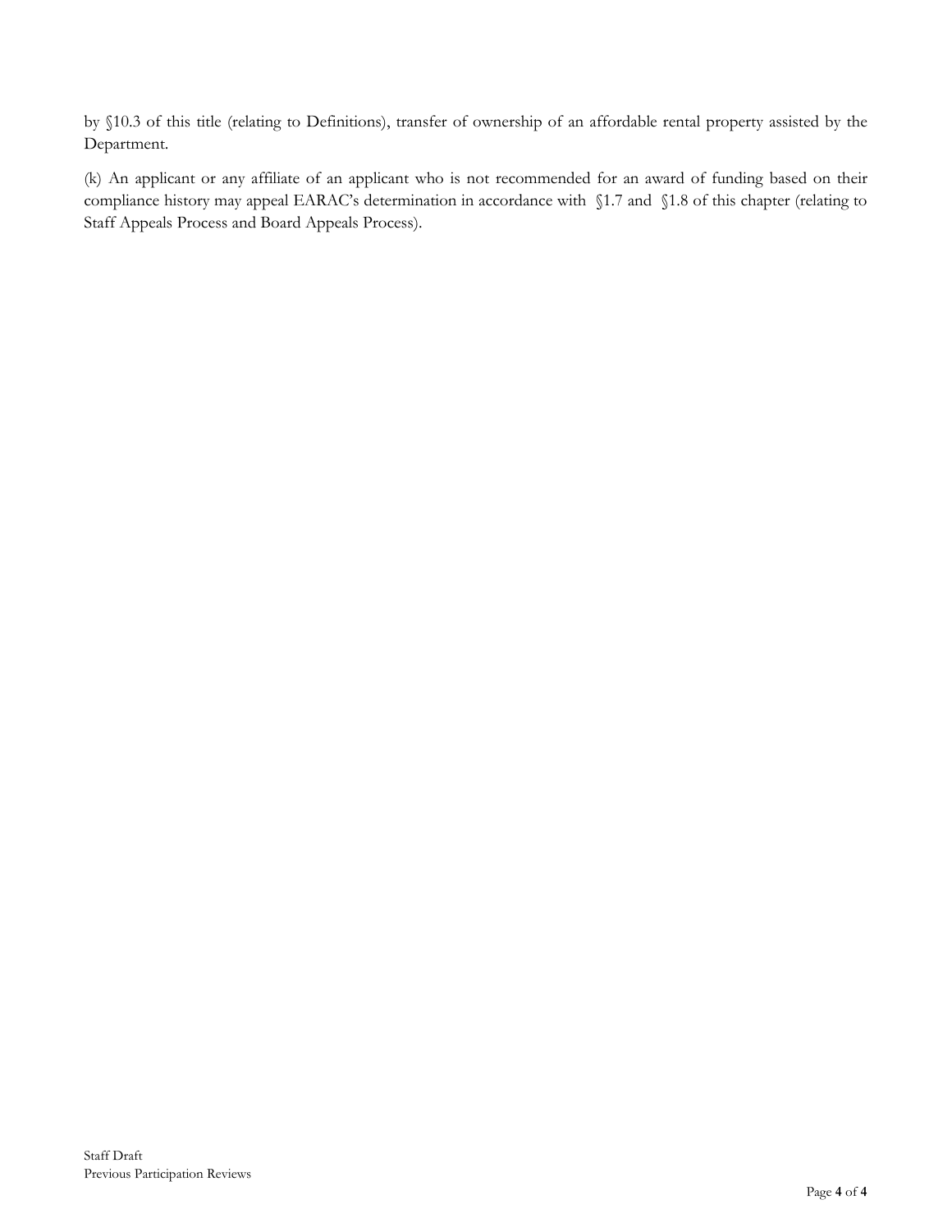by §10.3 of this title (relating to Definitions), transfer of ownership of an affordable rental property assisted by the Department.

(k) An applicant or any affiliate of an applicant who is not recommended for an award of funding based on their compliance history may appeal EARAC's determination in accordance with §1.7 and §1.8 of this chapter (relating to Staff Appeals Process and Board Appeals Process).